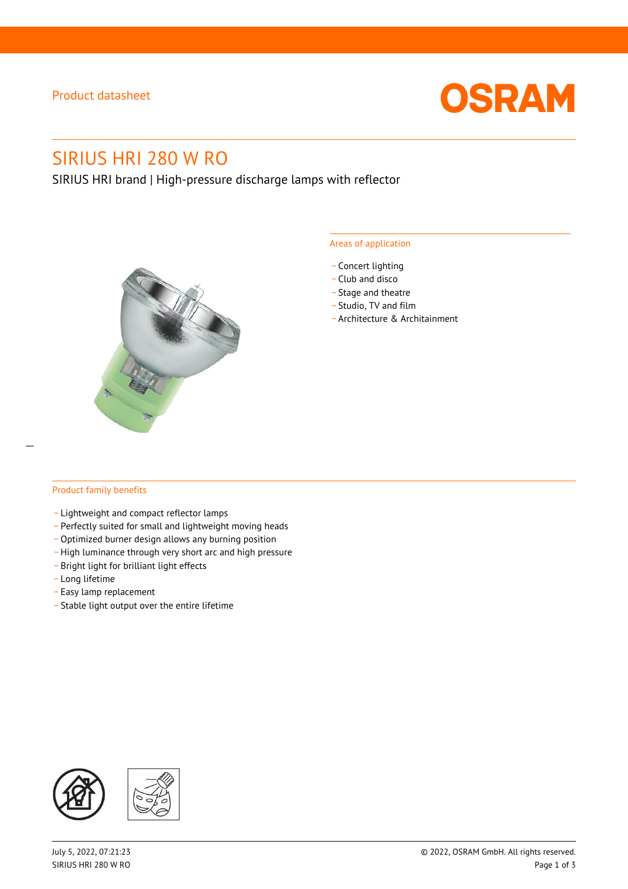Product datasheet

# SIRIUS HRI 280 W RO

SIRIUS HRI brand | High-pressure discharge lamps with reflector

## Areas of application

- Concert lighting
- Club and disco
- Stage and theatre
- Studio, TV and film
- Architecture & Architainment

## Product family benefits

- Lightweight and compact reflector lamps
- Perfectly suited for small and lightweight moving heads
- Optimized burner design allows any burning position
- High luminance through very short arc and high pressure
- Bright light for brilliant light effects
- Long lifetime
- Easy lamp replacement
- Stable light output over the entire lifetime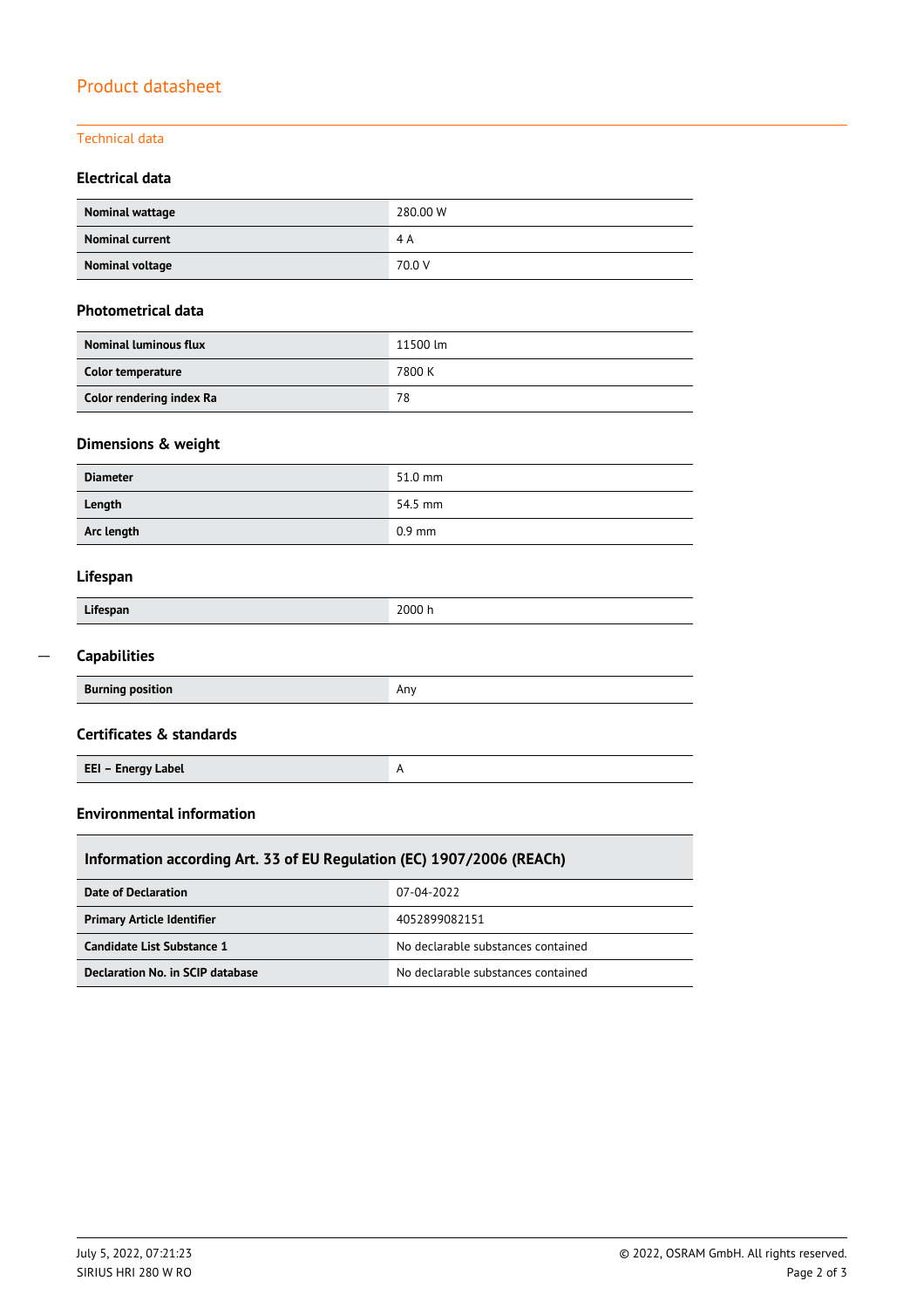Product datasheet

Technical data

### Electrical data

| | |
|---|---|
| **Nominal wattage** | 280.00 W |
| **Nominal current** | 4 A |
| **Nominal voltage** | 70.0 V |

### Photometrical data

| | |
|---|---|
| **Nominal luminous flux** | 11500 lm |
| **Color temperature** | 7800 K |
| **Color rendering index Ra** | 78 |

### Dimensions & weight

| | |
|---|---|
| **Diameter** | 51.0 mm |
| **Length** | 54.5 mm |
| **Arc length** | 0.9 mm |

### Lifespan

| | |
|---|---|
| **Lifespan** | 2000 h |

### Capabilities

| | |
|---|---|
| **Burning position** | Any |

### Certificates & standards

| | |
|---|---|
| **EEI – Energy Label** | A |

### Environmental information

| Information according Art. 33 of EU Regulation (EC) 1907/2006 (REACh) | |
|---|---|
| **Date of Declaration** | 07-04-2022 |
| **Primary Article Identifier** | 4052899082151 |
| **Candidate List Substance 1** | No declarable substances contained |
| **Declaration No. in SCIP database** | No declarable substances contained |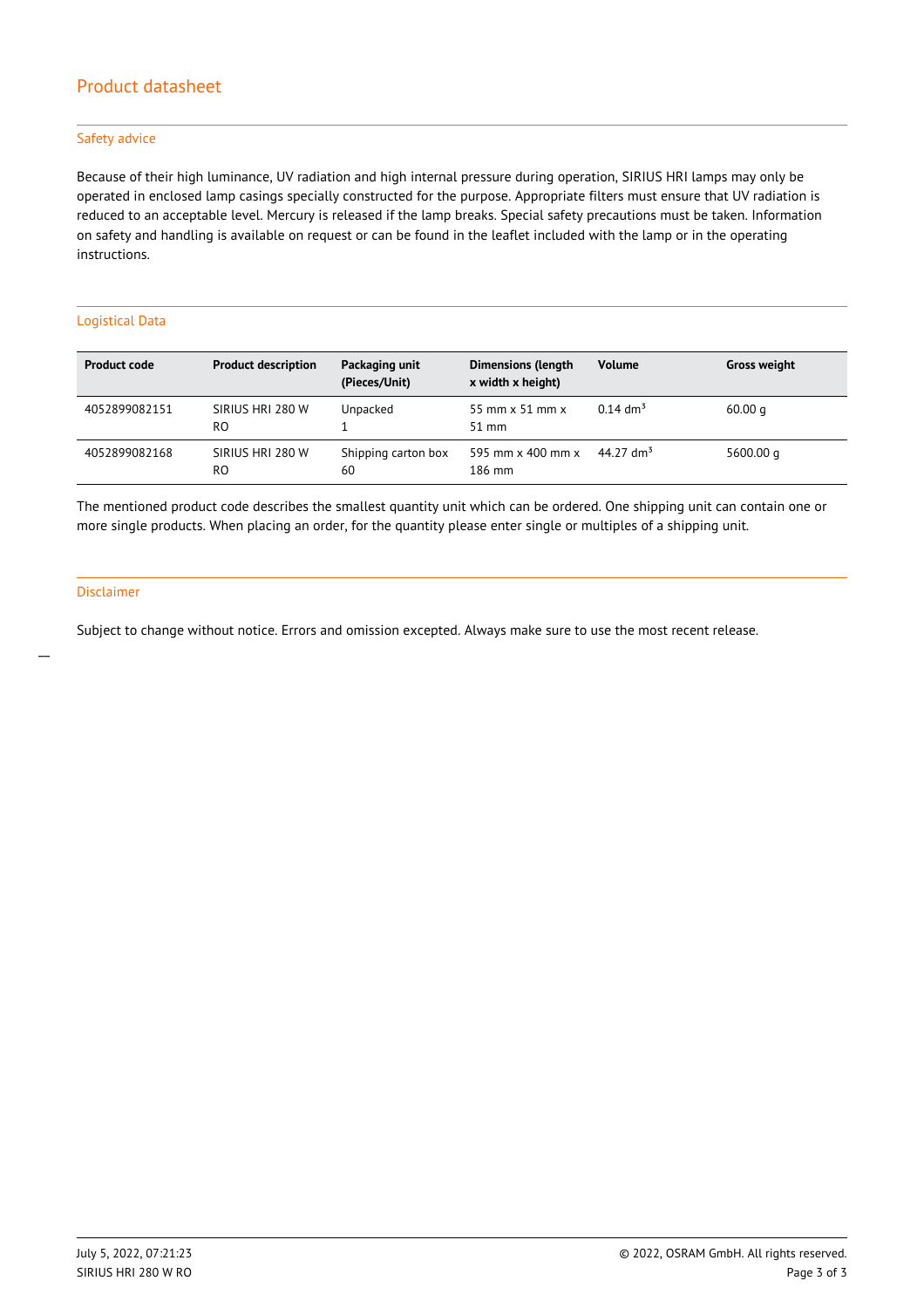## Product datasheet

### Safety advice

Because of their high luminance, UV radiation and high internal pressure during operation, SIRIUS HRI lamps may only be operated in enclosed lamp casings specially constructed for the purpose. Appropriate filters must ensure that UV radiation is reduced to an acceptable level. Mercury is released if the lamp breaks. Special safety precautions must be taken. Information on safety and handling is available on request or can be found in the leaflet included with the lamp or in the operating instructions.

### Logistical Data

| Product code | Product description | Packaging unit (Pieces/Unit) | Dimensions (length x width x height) | Volume | Gross weight |
|---|---|---|---|---|---|
| 4052899082151 | SIRIUS HRI 280 W RO | Unpacked 1 | 55 mm x 51 mm x 51 mm | 0.14 $dm^3$ | 60.00 g |
| 4052899082168 | SIRIUS HRI 280 W RO | Shipping carton box 60 | 595 mm x 400 mm x 186 mm | 44.27 $dm^3$ | 5600.00 g |

The mentioned product code describes the smallest quantity unit which can be ordered. One shipping unit can contain one or more single products. When placing an order, for the quantity please enter single or multiples of a shipping unit.

### Disclaimer

Subject to change without notice. Errors and omission excepted. Always make sure to use the most recent release.